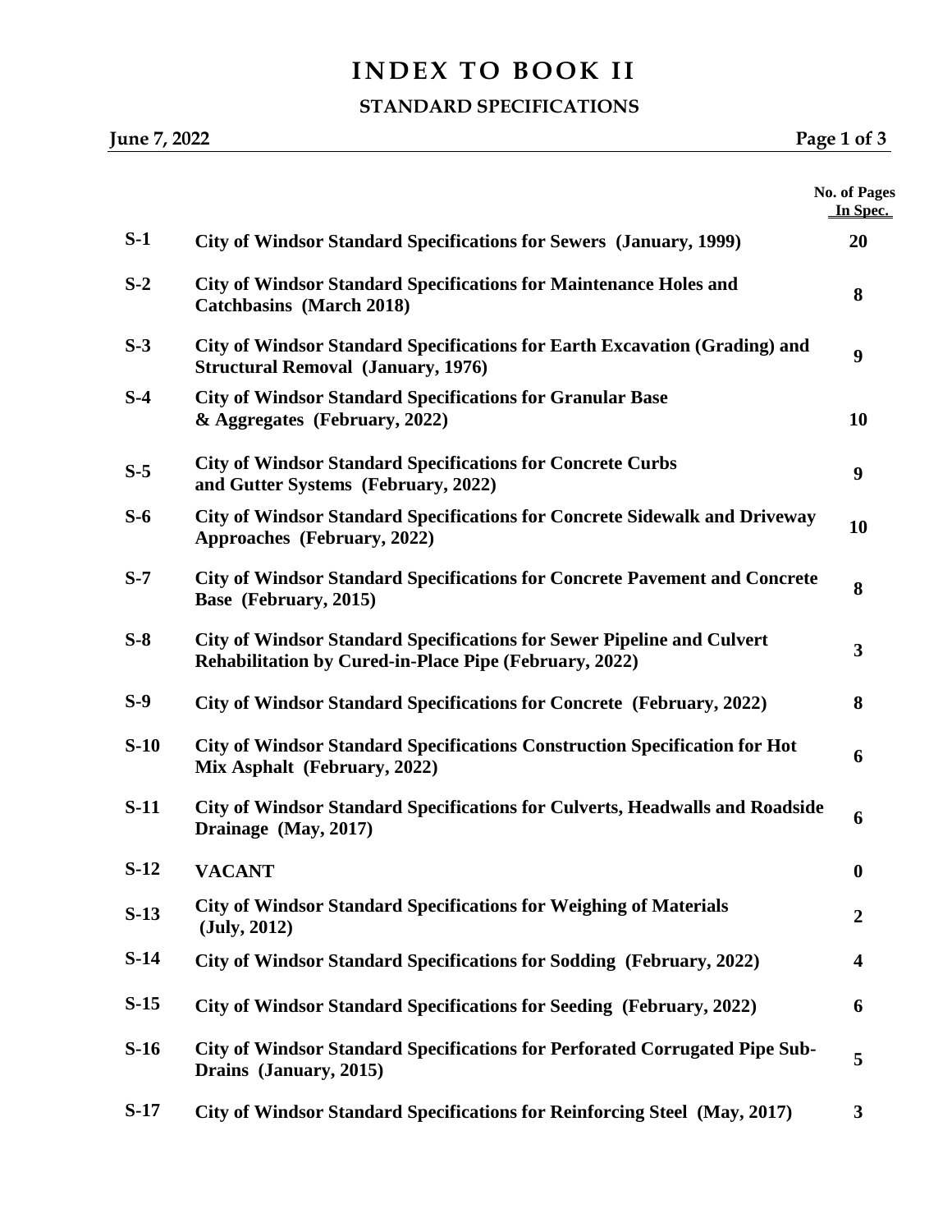# INDEX TO BOOK II

## STANDARD SPECIFICATIONS

**June 7, 2022**

| | | No. of Pages In Spec. |
|---|---|---|
| **S-1** | **City of Windsor Standard Specifications for Sewers (January, 1999)** | **20** |
| **S-2** | **City of Windsor Standard Specifications for Maintenance Holes and Catchbasins (March 2018)** | **8** |
| **S-3** | **City of Windsor Standard Specifications for Earth Excavation (Grading) and Structural Removal (January, 1976)** | **9** |
| **S-4** | **City of Windsor Standard Specifications for Granular Base & Aggregates (February, 2022)** | **10** |
| **S-5** | **City of Windsor Standard Specifications for Concrete Curbs and Gutter Systems (February, 2022)** | **9** |
| **S-6** | **City of Windsor Standard Specifications for Concrete Sidewalk and Driveway Approaches (February, 2022)** | **10** |
| **S-7** | **City of Windsor Standard Specifications for Concrete Pavement and Concrete Base (February, 2015)** | **8** |
| **S-8** | **City of Windsor Standard Specifications for Sewer Pipeline and Culvert Rehabilitation by Cured-in-Place Pipe (February, 2022)** | **3** |
| **S-9** | **City of Windsor Standard Specifications for Concrete (February, 2022)** | **8** |
| **S-10** | **City of Windsor Standard Specifications Construction Specification for Hot Mix Asphalt (February, 2022)** | **6** |
| **S-11** | **City of Windsor Standard Specifications for Culverts, Headwalls and Roadside Drainage (May, 2017)** | **6** |
| **S-12** | **VACANT** | **0** |
| **S-13** | **City of Windsor Standard Specifications for Weighing of Materials (July, 2012)** | **2** |
| **S-14** | **City of Windsor Standard Specifications for Sodding (February, 2022)** | **4** |
| **S-15** | **City of Windsor Standard Specifications for Seeding (February, 2022)** | **6** |
| **S-16** | **City of Windsor Standard Specifications for Perforated Corrugated Pipe Sub-Drains (January, 2015)** | **5** |
| **S-17** | **City of Windsor Standard Specifications for Reinforcing Steel (May, 2017)** | **3** |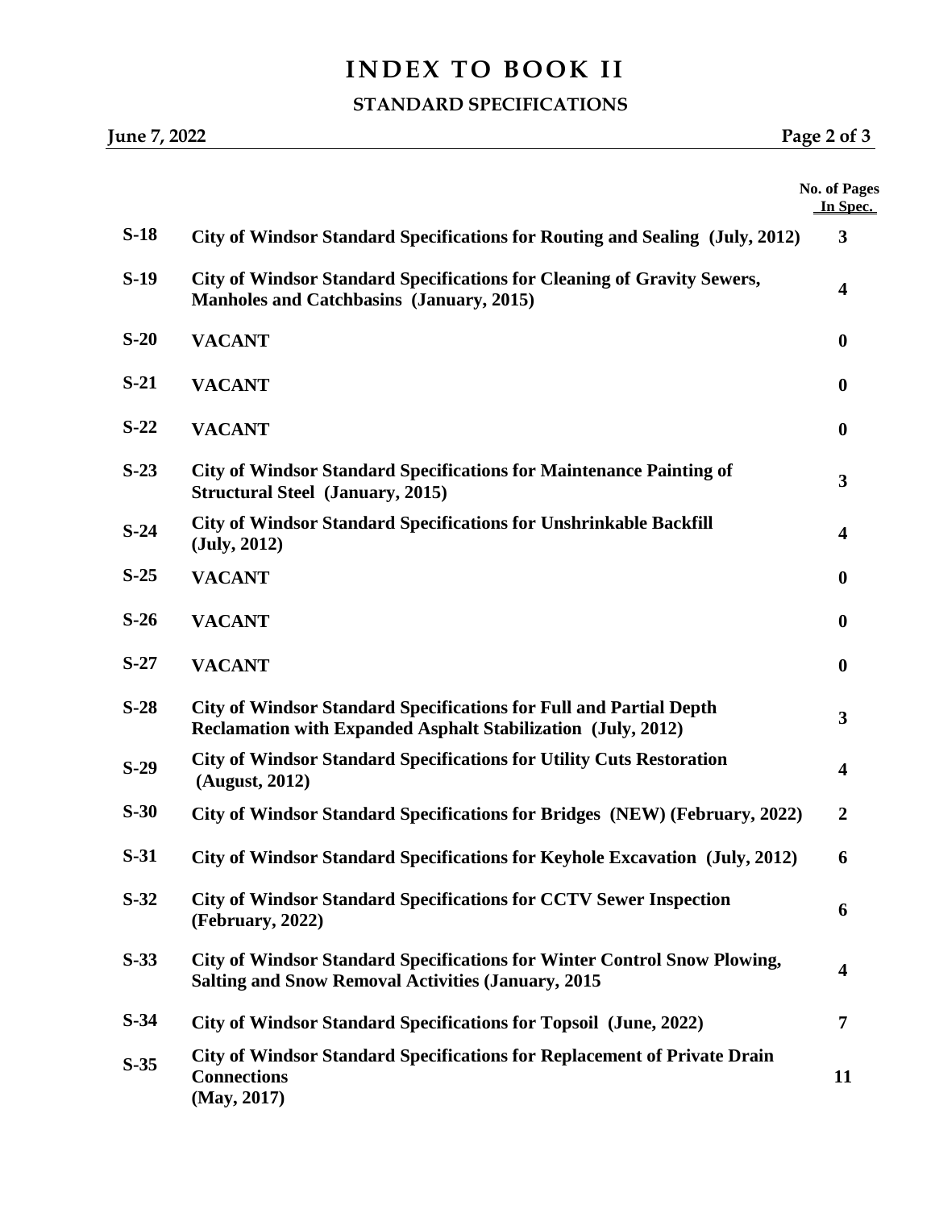# INDEX TO BOOK II

## STANDARD SPECIFICATIONS

**June 7, 2022**

| | | No. of Pages In Spec. |
|---|---|---|
| **S-18** | **City of Windsor Standard Specifications for Routing and Sealing (July, 2012)** | **3** |
| **S-19** | **City of Windsor Standard Specifications for Cleaning of Gravity Sewers, Manholes and Catchbasins (January, 2015)** | **4** |
| **S-20** | **VACANT** | **0** |
| **S-21** | **VACANT** | **0** |
| **S-22** | **VACANT** | **0** |
| **S-23** | **City of Windsor Standard Specifications for Maintenance Painting of Structural Steel (January, 2015)** | **3** |
| **S-24** | **City of Windsor Standard Specifications for Unshrinkable Backfill (July, 2012)** | **4** |
| **S-25** | **VACANT** | **0** |
| **S-26** | **VACANT** | **0** |
| **S-27** | **VACANT** | **0** |
| **S-28** | **City of Windsor Standard Specifications for Full and Partial Depth Reclamation with Expanded Asphalt Stabilization (July, 2012)** | **3** |
| **S-29** | **City of Windsor Standard Specifications for Utility Cuts Restoration (August, 2012)** | **4** |
| **S-30** | **City of Windsor Standard Specifications for Bridges (NEW) (February, 2022)** | **2** |
| **S-31** | **City of Windsor Standard Specifications for Keyhole Excavation (July, 2012)** | **6** |
| **S-32** | **City of Windsor Standard Specifications for CCTV Sewer Inspection (February, 2022)** | **6** |
| **S-33** | **City of Windsor Standard Specifications for Winter Control Snow Plowing, Salting and Snow Removal Activities (January, 2015** | **4** |
| **S-34** | **City of Windsor Standard Specifications for Topsoil (June, 2022)** | **7** |
| **S-35** | **City of Windsor Standard Specifications for Replacement of Private Drain Connections (May, 2017)** | **11** |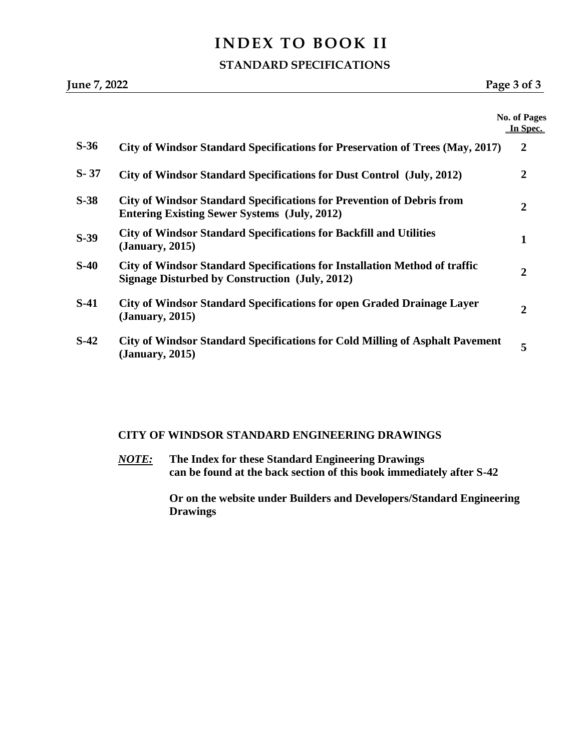# INDEX TO BOOK II

## STANDARD SPECIFICATIONS

**June 7, 2022**

| | | No. of Pages In Spec. |
|---|---|---|
| **S-36** | **City of Windsor Standard Specifications for Preservation of Trees (May, 2017)** | **2** |
| **S- 37** | **City of Windsor Standard Specifications for Dust Control (July, 2012)** | **2** |
| **S-38** | **City of Windsor Standard Specifications for Prevention of Debris from Entering Existing Sewer Systems (July, 2012)** | **2** |
| **S-39** | **City of Windsor Standard Specifications for Backfill and Utilities (January, 2015)** | **1** |
| **S-40** | **City of Windsor Standard Specifications for Installation Method of traffic Signage Disturbed by Construction (July, 2012)** | **2** |
| **S-41** | **City of Windsor Standard Specifications for open Graded Drainage Layer (January, 2015)** | **2** |
| **S-42** | **City of Windsor Standard Specifications for Cold Milling of Asphalt Pavement (January, 2015)** | **5** |

**CITY OF WINDSOR STANDARD ENGINEERING DRAWINGS**

***NOTE:*** **The Index for these Standard Engineering Drawings can be found at the back section of this book immediately after S-42**

**Or on the website under Builders and Developers/Standard Engineering Drawings**